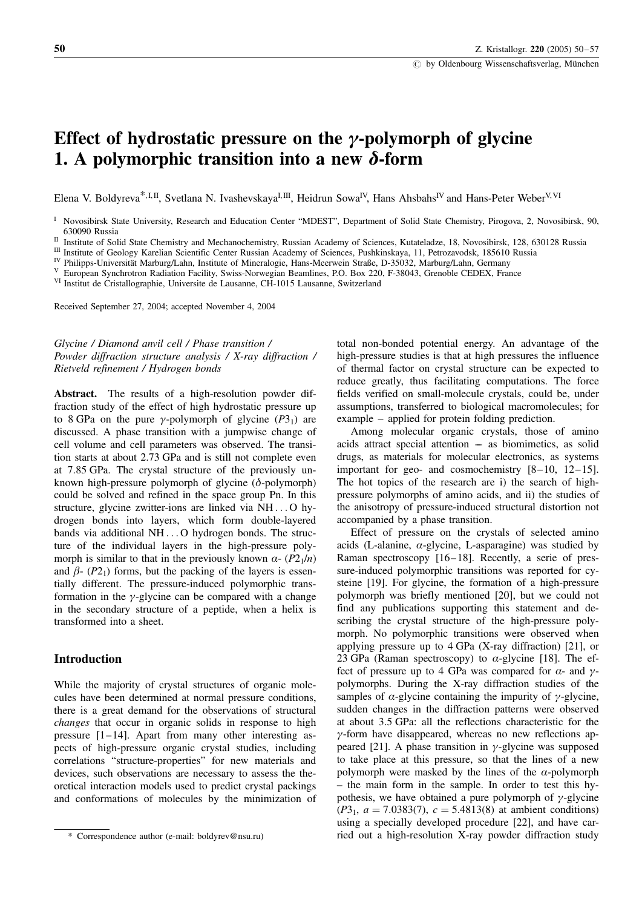# Effect of hydrostatic pressure on the $\gamma$-polymorph of glycine 1. A polymorphic transition into a new $\delta$-form

Elena V. Boldyreva*[,I,II], Svetlana N. Ivashevskaya[I,III], Heidrun Sowa[IV], Hans Ahsbahs[IV] and Hans-Peter Weber[V,VI]

[I] Novosibirsk State University, Research and Education Center "MDEST", Department of Solid State Chemistry, Pirogova, 2, Novosibirsk, 90, 630090 Russia

[II] Institute of Solid State Chemistry and Mechanochemistry, Russian Academy of Sciences, Kutateladze, 18, Novosibirsk, 128, 630128 Russia

[III] Institute of Geology Karelian Scientific Center Russian Academy of Sciences, Pushkinskaya, 11, Petrozavodsk, 185610 Russia

[IV] Philipps-Universität Marburg/Lahn, Institute of Mineralogie, Hans-Meerwein Straße, D-35032, Marburg/Lahn, Germany

[V] European Synchrotron Radiation Facility, Swiss-Norwegian Beamlines, P.O. Box 220, F-38043, Grenoble CEDEX, France

[VI] Institut de Cristallographie, Universite de Lausanne, CH-1015 Lausanne, Switzerland

Received September 27, 2004; accepted November 4, 2004

*Glycine / Diamond anvil cell / Phase transition / Powder diffraction structure analysis / X-ray diffraction / Rietveld refinement / Hydrogen bonds*

**Abstract.** The results of a high-resolution powder diffraction study of the effect of high hydrostatic pressure up to 8 GPa on the pure $\gamma$-polymorph of glycine ($P3_1$) are discussed. A phase transition with a jumpwise change of cell volume and cell parameters was observed. The transition starts at about 2.73 GPa and is still not complete even at 7.85 GPa. The crystal structure of the previously unknown high-pressure polymorph of glycine ($\delta$-polymorph) could be solved and refined in the space group Pn. In this structure, glycine zwitter-ions are linked via NH…O hydrogen bonds into layers, which form double-layered bands via additional NH…O hydrogen bonds. The structure of the individual layers in the high-pressure polymorph is similar to that in the previously known $\alpha$- ($P2_1/n$) and $\beta$- ($P2_1$) forms, but the packing of the layers is essentially different. The pressure-induced polymorphic transformation in the $\gamma$-glycine can be compared with a change in the secondary structure of a peptide, when a helix is transformed into a sheet.

## Introduction

While the majority of crystal structures of organic molecules have been determined at normal pressure conditions, there is a great demand for the observations of structural *changes* that occur in organic solids in response to high pressure [1–14]. Apart from many other interesting aspects of high-pressure organic crystal studies, including correlations "structure-properties" for new materials and devices, such observations are necessary to assess the theoretical interaction models used to predict crystal packings and conformations of molecules by the minimization of total non-bonded potential energy. An advantage of the high-pressure studies is that at high pressures the influence of thermal factor on crystal structure can be expected to reduce greatly, thus facilitating computations. The force fields verified on small-molecule crystals, can be, under assumptions, transferred to biological macromolecules; for example – applied for protein folding prediction.

Among molecular organic crystals, those of amino acids attract special attention – as biomimetics, as solid drugs, as materials for molecular electronics, as systems important for geo- and cosmochemistry [8–10, 12–15]. The hot topics of the research are i) the search of high-pressure polymorphs of amino acids, and ii) the studies of the anisotropy of pressure-induced structural distortion not accompanied by a phase transition.

Effect of pressure on the crystals of selected amino acids (L-alanine, $\alpha$-glycine, L-asparagine) was studied by Raman spectroscopy [16–18]. Recently, a serie of pressure-induced polymorphic transitions was reported for cysteine [19]. For glycine, the formation of a high-pressure polymorph was briefly mentioned [20], but we could not find any publications supporting this statement and describing the crystal structure of the high-pressure polymorph. No polymorphic transitions were observed when applying pressure up to 4 GPa (X-ray diffraction) [21], or 23 GPa (Raman spectroscopy) to $\alpha$-glycine [18]. The effect of pressure up to 4 GPa was compared for $\alpha$- and $\gamma$-polymorphs. During the X-ray diffraction studies of the samples of $\alpha$-glycine containing the impurity of $\gamma$-glycine, sudden changes in the diffraction patterns were observed at about 3.5 GPa: all the reflections characteristic for the $\gamma$-form have disappeared, whereas no new reflections appeared [21]. A phase transition in $\gamma$-glycine was supposed to take place at this pressure, so that the lines of a new polymorph were masked by the lines of the $\alpha$-polymorph – the main form in the sample. In order to test this hypothesis, we have obtained a pure polymorph of $\gamma$-glycine ($P3_1$, $a = 7.0383(7)$, $c = 5.4813(8)$ at ambient conditions) using a specially developed procedure [22], and have carried out a high-resolution X-ray powder diffraction study

\* Correspondence author (e-mail: boldyrev@nsu.ru)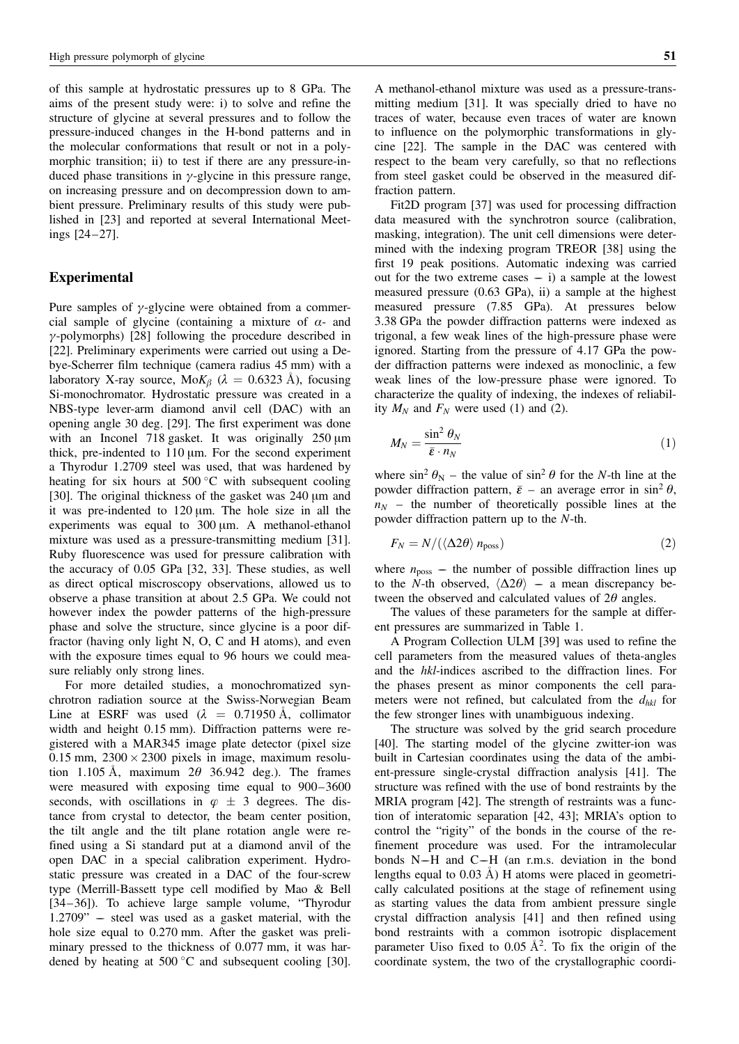of this sample at hydrostatic pressures up to 8 GPa. The aims of the present study were: i) to solve and refine the structure of glycine at several pressures and to follow the pressure-induced changes in the H-bond patterns and in the molecular conformations that result or not in a polymorphic transition; ii) to test if there are any pressure-induced phase transitions in $\gamma$-glycine in this pressure range, on increasing pressure and on decompression down to ambient pressure. Preliminary results of this study were published in [23] and reported at several International Meetings [24–27].

## Experimental

Pure samples of $\gamma$-glycine were obtained from a commercial sample of glycine (containing a mixture of $\alpha$- and $\gamma$-polymorphs) [28] following the procedure described in [22]. Preliminary experiments were carried out using a Debye-Scherrer film technique (camera radius 45 mm) with a laboratory X-ray source, Mo$K_\beta$ ($\lambda = 0.6323$ Å), focusing Si-monochromator. Hydrostatic pressure was created in a NBS-type lever-arm diamond anvil cell (DAC) with an opening angle 30 deg. [29]. The first experiment was done with an Inconel 718 gasket. It was originally 250 μm thick, pre-indented to 110 μm. For the second experiment a Thyrodur 1.2709 steel was used, that was hardened by heating for six hours at 500 °C with subsequent cooling [30]. The original thickness of the gasket was 240 μm and it was pre-indented to 120 μm. The hole size in all the experiments was equal to 300 μm. A methanol-ethanol mixture was used as a pressure-transmitting medium [31]. Ruby fluorescence was used for pressure calibration with the accuracy of 0.05 GPa [32, 33]. These studies, as well as direct optical miscroscopy observations, allowed us to observe a phase transition at about 2.5 GPa. We could not however index the powder patterns of the high-pressure phase and solve the structure, since glycine is a poor diffractor (having only light N, O, C and H atoms), and even with the exposure times equal to 96 hours we could measure reliably only strong lines.

For more detailed studies, a monochromatized synchrotron radiation source at the Swiss-Norwegian Beam Line at ESRF was used ($\lambda = 0.71950$ Å, collimator width and height 0.15 mm). Diffraction patterns were registered with a MAR345 image plate detector (pixel size 0.15 mm, $2300 \times 2300$ pixels in image, maximum resolution 1.105 Å, maximum $2\theta$ 36.942 deg.). The frames were measured with exposing time equal to 900–3600 seconds, with oscillations in $\varphi \pm 3$ degrees. The distance from crystal to detector, the beam center position, the tilt angle and the tilt plane rotation angle were refined using a Si standard put at a diamond anvil of the open DAC in a special calibration experiment. Hydrostatic pressure was created in a DAC of the four-screw type (Merrill-Bassett type cell modified by Mao & Bell [34–36]). To achieve large sample volume, "Thyrodur 1.2709" – steel was used as a gasket material, with the hole size equal to 0.270 mm. After the gasket was preliminary pressed to the thickness of 0.077 mm, it was hardened by heating at 500 °C and subsequent cooling [30]. A methanol-ethanol mixture was used as a pressure-transmitting medium [31]. It was specially dried to have no traces of water, because even traces of water are known to influence on the polymorphic transformations in glycine [22]. The sample in the DAC was centered with respect to the beam very carefully, so that no reflections from steel gasket could be observed in the measured diffraction pattern.

Fit2D program [37] was used for processing diffraction data measured with the synchrotron source (calibration, masking, integration). The unit cell dimensions were determined with the indexing program TREOR [38] using the first 19 peak positions. Automatic indexing was carried out for the two extreme cases – i) a sample at the lowest measured pressure (0.63 GPa), ii) a sample at the highest measured pressure (7.85 GPa). At pressures below 3.38 GPa the powder diffraction patterns were indexed as trigonal, a few weak lines of the high-pressure phase were ignored. Starting from the pressure of 4.17 GPa the powder diffraction patterns were indexed as monoclinic, a few weak lines of the low-pressure phase were ignored. To characterize the quality of indexing, the indexes of reliability $M_N$ and $F_N$ were used (1) and (2).

$$M_N = \frac{\sin^2 \theta_N}{\bar{\varepsilon} \cdot n_N} \tag{1}$$

where $\sin^2 \theta_N$ – the value of $\sin^2 \theta$ for the $N$-th line at the powder diffraction pattern, $\bar{\varepsilon}$ – an average error in $\sin^2 \theta$, $n_N$ – the number of theoretically possible lines at the powder diffraction pattern up to the $N$-th.

$$F_N = N/(\langle \Delta 2\theta \rangle \, n_{\text{poss}}) \tag{2}$$

where $n_{\text{poss}}$ – the number of possible diffraction lines up to the $N$-th observed, $\langle \Delta 2\theta \rangle$ – a mean discrepancy between the observed and calculated values of $2\theta$ angles.

The values of these parameters for the sample at different pressures are summarized in Table 1.

A Program Collection ULM [39] was used to refine the cell parameters from the measured values of theta-angles and the *hkl*-indices ascribed to the diffraction lines. For the phases present as minor components the cell parameters were not refined, but calculated from the $d_{hkl}$ for the few stronger lines with unambiguous indexing.

The structure was solved by the grid search procedure [40]. The starting model of the glycine zwitter-ion was built in Cartesian coordinates using the data of the ambient-pressure single-crystal diffraction analysis [41]. The structure was refined with the use of bond restraints by the MRIA program [42]. The strength of restraints was a function of interatomic separation [42, 43]; MRIA's option to control the "rigity" of the bonds in the course of the refinement procedure was used. For the intramolecular bonds N–H and C–H (an r.m.s. deviation in the bond lengths equal to 0.03 Å) H atoms were placed in geometrically calculated positions at the stage of refinement using as starting values the data from ambient pressure single crystal diffraction analysis [41] and then refined using bond restraints with a common isotropic displacement parameter Uiso fixed to 0.05 Å$^2$. To fix the origin of the coordinate system, the two of the crystallographic coordi-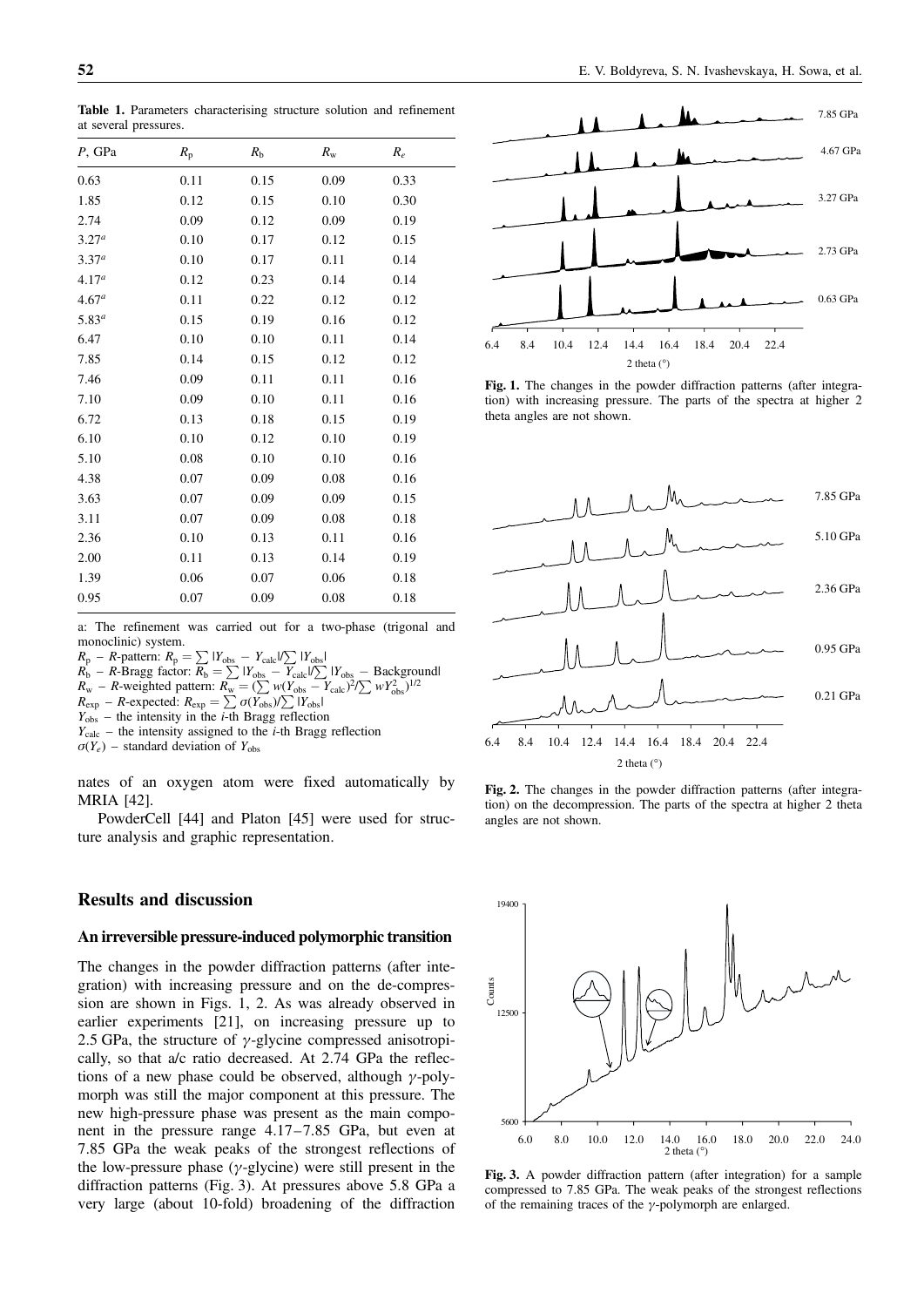**Table 1.** Parameters characterising structure solution and refinement at several pressures.

| $P$, GPa | $R_p$ | $R_b$ | $R_w$ | $R_e$ |
|---|---|---|---|---|
| 0.63 | 0.11 | 0.15 | 0.09 | 0.33 |
| 1.85 | 0.12 | 0.15 | 0.10 | 0.30 |
| 2.74 | 0.09 | 0.12 | 0.09 | 0.19 |
| 3.27[a] | 0.10 | 0.17 | 0.12 | 0.15 |
| 3.37[a] | 0.10 | 0.17 | 0.11 | 0.14 |
| 4.17[a] | 0.12 | 0.23 | 0.14 | 0.14 |
| 4.67[a] | 0.11 | 0.22 | 0.12 | 0.12 |
| 5.83[a] | 0.15 | 0.19 | 0.16 | 0.12 |
| 6.47 | 0.10 | 0.10 | 0.11 | 0.14 |
| 7.85 | 0.14 | 0.15 | 0.12 | 0.12 |
| 7.46 | 0.09 | 0.11 | 0.11 | 0.16 |
| 7.10 | 0.09 | 0.10 | 0.11 | 0.16 |
| 6.72 | 0.13 | 0.18 | 0.15 | 0.19 |
| 6.10 | 0.10 | 0.12 | 0.10 | 0.19 |
| 5.10 | 0.08 | 0.10 | 0.10 | 0.16 |
| 4.38 | 0.07 | 0.09 | 0.08 | 0.16 |
| 3.63 | 0.07 | 0.09 | 0.09 | 0.15 |
| 3.11 | 0.07 | 0.09 | 0.08 | 0.18 |
| 2.36 | 0.10 | 0.13 | 0.11 | 0.16 |
| 2.00 | 0.11 | 0.13 | 0.14 | 0.19 |
| 1.39 | 0.06 | 0.07 | 0.06 | 0.18 |
| 0.95 | 0.07 | 0.09 | 0.08 | 0.18 |

a: The refinement was carried out for a two-phase (trigonal and monoclinic) system.
$R_p$ – $R$-pattern: $R_p = \sum |Y_{obs} - Y_{calc}|/\sum |Y_{obs}|$
$R_b$ – $R$-Bragg factor: $R_b = \sum |Y_{obs} - Y_{calc}|/\sum |Y_{obs} - \text{Background}|$
$R_w$ – $R$-weighted pattern: $R_w = (\sum w(Y_{obs} - Y_{calc})^2/\sum wY_{obs}^2)^{1/2}$
$R_{exp}$ – $R$-expected: $R_{exp} = \sum \sigma(Y_{obs})/\sum |Y_{obs}|$
$Y_{obs}$ – the intensity in the $i$-th Bragg reflection
$Y_{calc}$ – the intensity assigned to the $i$-th Bragg reflection
$\sigma(Y_e)$ – standard deviation of $Y_{obs}$

nates of an oxygen atom were fixed automatically by MRIA [42].

PowderCell [44] and Platon [45] were used for structure analysis and graphic representation.

## Results and discussion

### An irreversible pressure-induced polymorphic transition

The changes in the powder diffraction patterns (after integration) with increasing pressure and on the de-compression are shown in Figs. 1, 2. As was already observed in earlier experiments [21], on increasing pressure up to 2.5 GPa, the structure of $\gamma$-glycine compressed anisotropically, so that a/c ratio decreased. At 2.74 GPa the reflections of a new phase could be observed, although $\gamma$-polymorph was still the major component at this pressure. The new high-pressure phase was present as the main component in the pressure range 4.17–7.85 GPa, but even at 7.85 GPa the weak peaks of the strongest reflections of the low-pressure phase ($\gamma$-glycine) were still present in the diffraction patterns (Fig. 3). At pressures above 5.8 GPa a very large (about 10-fold) broadening of the diffraction

**Fig. 1.** The changes in the powder diffraction patterns (after integration) with increasing pressure. The parts of the spectra at higher 2 theta angles are not shown.

**Fig. 2.** The changes in the powder diffraction patterns (after integration) on the decompression. The parts of the spectra at higher 2 theta angles are not shown.

**Fig. 3.** A powder diffraction pattern (after integration) for a sample compressed to 7.85 GPa. The weak peaks of the strongest reflections of the remaining traces of the $\gamma$-polymorph are enlarged.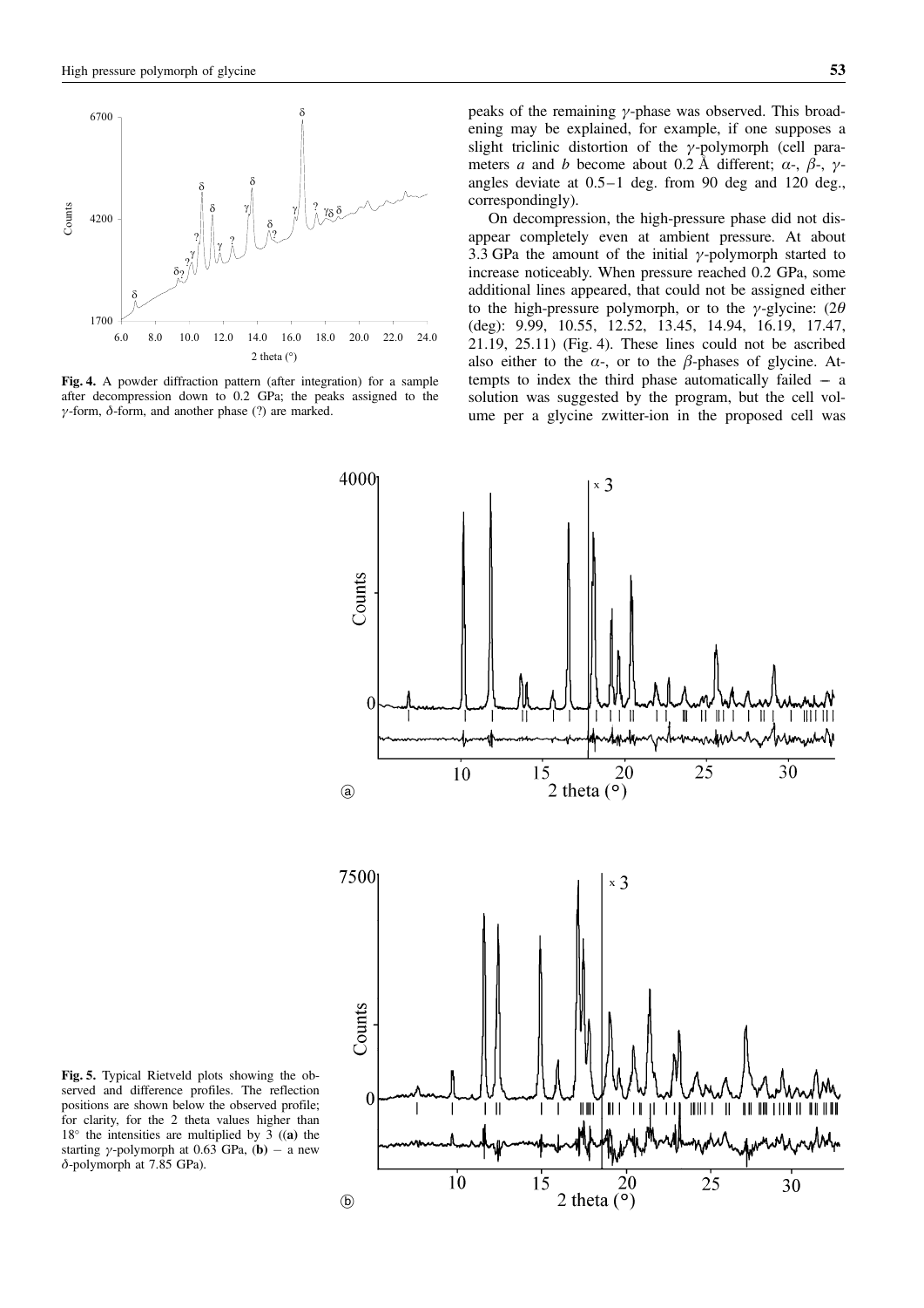Fig. 4. A powder diffraction pattern (after integration) for a sample after decompression down to 0.2 GPa; the peaks assigned to the $\gamma$-form, $\delta$-form, and another phase (?) are marked.

peaks of the remaining $\gamma$-phase was observed. This broadening may be explained, for example, if one supposes a slight triclinic distortion of the $\gamma$-polymorph (cell parameters *a* and *b* become about 0.2 Å different; $\alpha$-, $\beta$-, $\gamma$-angles deviate at 0.5–1 deg. from 90 deg and 120 deg., correspondingly).

On decompression, the high-pressure phase did not disappear completely even at ambient pressure. At about 3.3 GPa the amount of the initial $\gamma$-polymorph started to increase noticeably. When pressure reached 0.2 GPa, some additional lines appeared, that could not be assigned either to the high-pressure polymorph, or to the $\gamma$-glycine: ($2\theta$ (deg): 9.99, 10.55, 12.52, 13.45, 14.94, 16.19, 17.47, 21.19, 25.11) (Fig. 4). These lines could not be ascribed also either to the $\alpha$-, or to the $\beta$-phases of glycine. Attempts to index the third phase automatically failed – a solution was suggested by the program, but the cell volume per a glycine zwitter-ion in the proposed cell was

Fig. 5. Typical Rietveld plots showing the observed and difference profiles. The reflection positions are shown below the observed profile; for clarity, for the 2 theta values higher than 18° the intensities are multiplied by 3 ((**a**) the starting $\gamma$-polymorph at 0.63 GPa, (**b**) – a new $\delta$-polymorph at 7.85 GPa).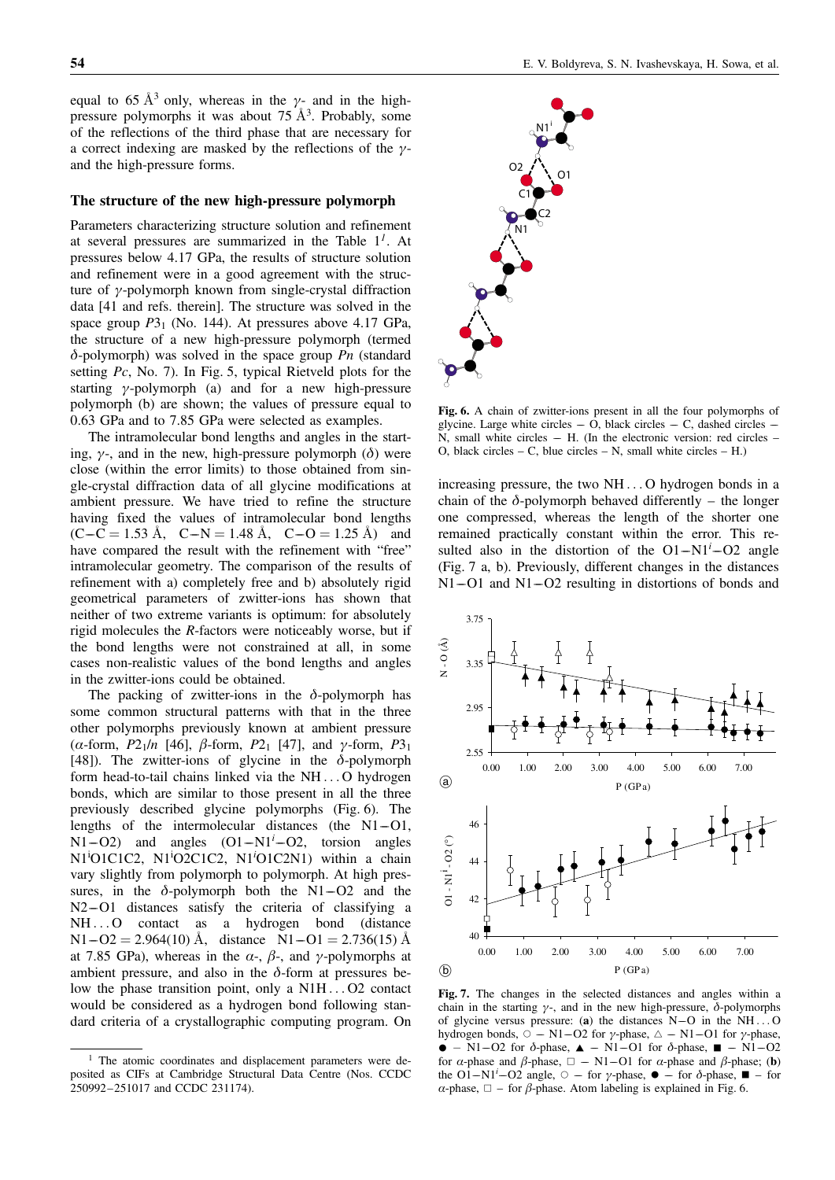equal to 65 Å$^3$ only, whereas in the $\gamma$- and in the high-pressure polymorphs it was about 75 Å$^3$. Probably, some of the reflections of the third phase that are necessary for a correct indexing are masked by the reflections of the $\gamma$- and the high-pressure forms.

## The structure of the new high-pressure polymorph

Parameters characterizing structure solution and refinement at several pressures are summarized in the Table 1[1]. At pressures below 4.17 GPa, the results of structure solution and refinement were in a good agreement with the structure of $\gamma$-polymorph known from single-crystal diffraction data [41 and refs. therein]. The structure was solved in the space group $P3_1$ (No. 144). At pressures above 4.17 GPa, the structure of a new high-pressure polymorph (termed $\delta$-polymorph) was solved in the space group $Pn$ (standard setting $Pc$, No. 7). In Fig. 5, typical Rietveld plots for the starting $\gamma$-polymorph (a) and for a new high-pressure polymorph (b) are shown; the values of pressure equal to 0.63 GPa and to 7.85 GPa were selected as examples.

The intramolecular bond lengths and angles in the starting, $\gamma$-, and in the new, high-pressure polymorph ($\delta$) were close (within the error limits) to those obtained from single-crystal diffraction data of all glycine modifications at ambient pressure. We have tried to refine the structure having fixed the values of intramolecular bond lengths (C−C = 1.53 Å, C−N = 1.48 Å, C−O = 1.25 Å) and have compared the result with the refinement with "free" intramolecular geometry. The comparison of the results of refinement with a) completely free and b) absolutely rigid geometrical parameters of zwitter-ions has shown that neither of two extreme variants is optimum: for absolutely rigid molecules the $R$-factors were noticeably worse, but if the bond lengths were not constrained at all, in some cases non-realistic values of the bond lengths and angles in the zwitter-ions could be obtained.

The packing of zwitter-ions in the $\delta$-polymorph has some common structural patterns with that in the three other polymorphs previously known at ambient pressure ($\alpha$-form, $P2_1/n$ [46], $\beta$-form, $P2_1$ [47], and $\gamma$-form, $P3_1$ [48]). The zwitter-ions of glycine in the $\delta$-polymorph form head-to-tail chains linked via the NH...O hydrogen bonds, which are similar to those present in all the three previously described glycine polymorphs (Fig. 6). The lengths of the intermolecular distances (the N1−O1, N1−O2) and angles (O1−N1$^i$−O2, torsion angles N1$^i$O1C1C2, N1$^i$O2C1C2, N1$^i$O1C2N1) within a chain vary slightly from polymorph to polymorph. At high pressures, in the $\delta$-polymorph both the N1−O2 and the N2−O1 distances satisfy the criteria of classifying a NH...O contact as a hydrogen bond (distance N1−O2 = 2.964(10) Å, distance N1−O1 = 2.736(15) Å at 7.85 GPa), whereas in the $\alpha$-, $\beta$-, and $\gamma$-polymorphs at ambient pressure, and also in the $\delta$-form at pressures below the phase transition point, only a N1H...O2 contact would be considered as a hydrogen bond following standard criteria of a crystallographic computing program. On increasing pressure, the two NH...O hydrogen bonds in a chain of the $\delta$-polymorph behaved differently – the longer one compressed, whereas the length of the shorter one remained practically constant within the error. This resulted also in the distortion of the O1−N1$^i$−O2 angle (Fig. 7 a, b). Previously, different changes in the distances N1−O1 and N1−O2 resulting in distortions of bonds and

**Fig. 6.** A chain of zwitter-ions present in all the four polymorphs of glycine. Large white circles – O, black circles – C, dashed circles – N, small white circles – H. (In the electronic version: red circles – O, black circles – C, blue circles – N, small white circles – H.)

**Fig. 7.** The changes in the selected distances and angles within a chain in the starting $\gamma$-, and in the new high-pressure, $\delta$-polymorphs of glycine versus pressure: (**a**) the distances N−O in the NH...O hydrogen bonds, ○ – N1−O2 for $\gamma$-phase, △ – N1−O1 for $\gamma$-phase, ● – N1−O2 for $\delta$-phase, ▲ – N1−O1 for $\delta$-phase, ■ – N1−O2 for $\alpha$-phase and $\beta$-phase, □ – N1−O1 for $\alpha$-phase and $\beta$-phase; (**b**) the O1−N1$^i$−O2 angle, ○ – for $\gamma$-phase, ● – for $\delta$-phase, ■ – for $\alpha$-phase, □ – for $\beta$-phase. Atom labeling is explained in Fig. 6.

---

[1] The atomic coordinates and displacement parameters were deposited as CIFs at Cambridge Structural Data Centre (Nos. CCDC 250992–251017 and CCDC 231174).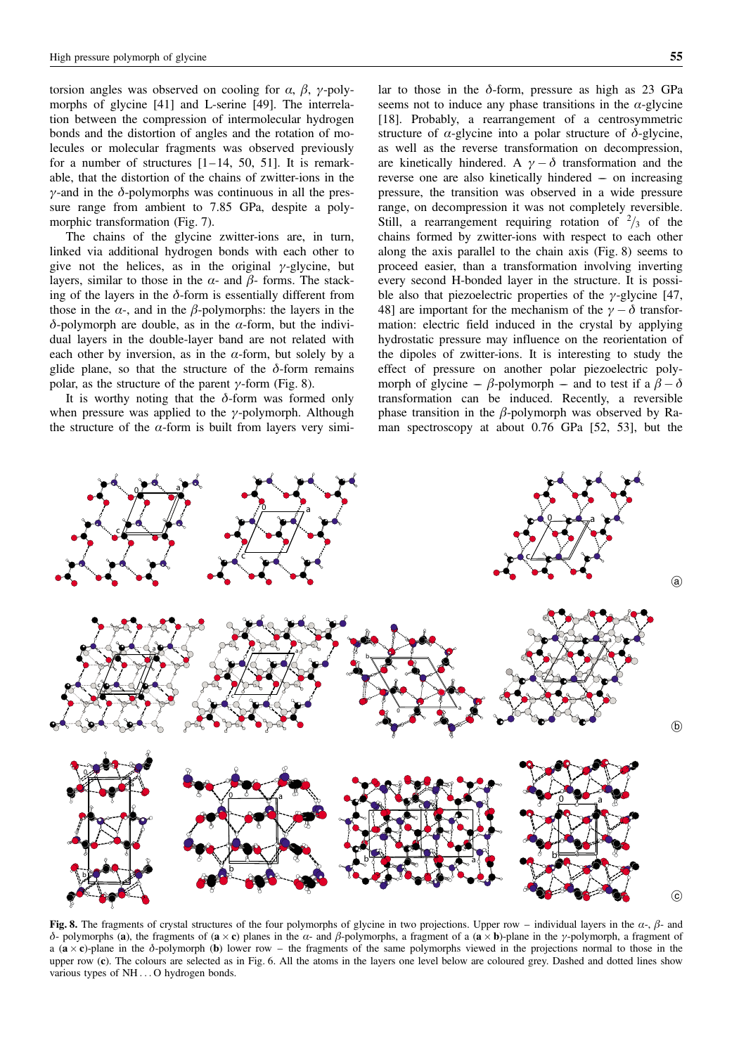torsion angles was observed on cooling for $\alpha$, $\beta$, $\gamma$-polymorphs of glycine [41] and L-serine [49]. The interrelation between the compression of intermolecular hydrogen bonds and the distortion of angles and the rotation of molecules or molecular fragments was observed previously for a number of structures [1–14, 50, 51]. It is remarkable, that the distortion of the chains of zwitter-ions in the $\gamma$-and in the $\delta$-polymorphs was continuous in all the pressure range from ambient to 7.85 GPa, despite a polymorphic transformation (Fig. 7).

The chains of the glycine zwitter-ions are, in turn, linked via additional hydrogen bonds with each other to give not the helices, as in the original $\gamma$-glycine, but layers, similar to those in the $\alpha$- and $\beta$- forms. The stacking of the layers in the $\delta$-form is essentially different from those in the $\alpha$-, and in the $\beta$-polymorphs: the layers in the $\delta$-polymorph are double, as in the $\alpha$-form, but the individual layers in the double-layer band are not related with each other by inversion, as in the $\alpha$-form, but solely by a glide plane, so that the structure of the $\delta$-form remains polar, as the structure of the parent $\gamma$-form (Fig. 8).

It is worthy noting that the $\delta$-form was formed only when pressure was applied to the $\gamma$-polymorph. Although the structure of the $\alpha$-form is built from layers very similar to those in the $\delta$-form, pressure as high as 23 GPa seems not to induce any phase transitions in the $\alpha$-glycine [18]. Probably, a rearrangement of a centrosymmetric structure of $\alpha$-glycine into a polar structure of $\delta$-glycine, as well as the reverse transformation on decompression, are kinetically hindered. A $\gamma-\delta$ transformation and the reverse one are also kinetically hindered – on increasing pressure, the transition was observed in a wide pressure range, on decompression it was not completely reversible. Still, a rearrangement requiring rotation of $^2/_3$ of the chains formed by zwitter-ions with respect to each other along the axis parallel to the chain axis (Fig. 8) seems to proceed easier, than a transformation involving inverting every second H-bonded layer in the structure. It is possible also that piezoelectric properties of the $\gamma$-glycine [47, 48] are important for the mechanism of the $\gamma-\delta$ transformation: electric field induced in the crystal by applying hydrostatic pressure may influence on the reorientation of the dipoles of zwitter-ions. It is interesting to study the effect of pressure on another polar piezoelectric polymorph of glycine – $\beta$-polymorph – and to test if a $\beta-\delta$ transformation can be induced. Recently, a reversible phase transition in the $\beta$-polymorph was observed by Raman spectroscopy at about 0.76 GPa [52, 53], but the

**Fig. 8.** The fragments of crystal structures of the four polymorphs of glycine in two projections. Upper row – individual layers in the $\alpha$-, $\beta$- and $\delta$- polymorphs (**a**), the fragments of ($\mathbf{a} \times \mathbf{c}$) planes in the $\alpha$- and $\beta$-polymorphs, a fragment of a ($\mathbf{a} \times \mathbf{b}$)-plane in the $\gamma$-polymorph, a fragment of a ($\mathbf{a} \times \mathbf{c}$)-plane in the $\delta$-polymorph (**b**) lower row – the fragments of the same polymorphs viewed in the projections normal to those in the upper row (**c**). The colours are selected as in Fig. 6. All the atoms in the layers one level below are coloured grey. Dashed and dotted lines show various types of NH . . . O hydrogen bonds.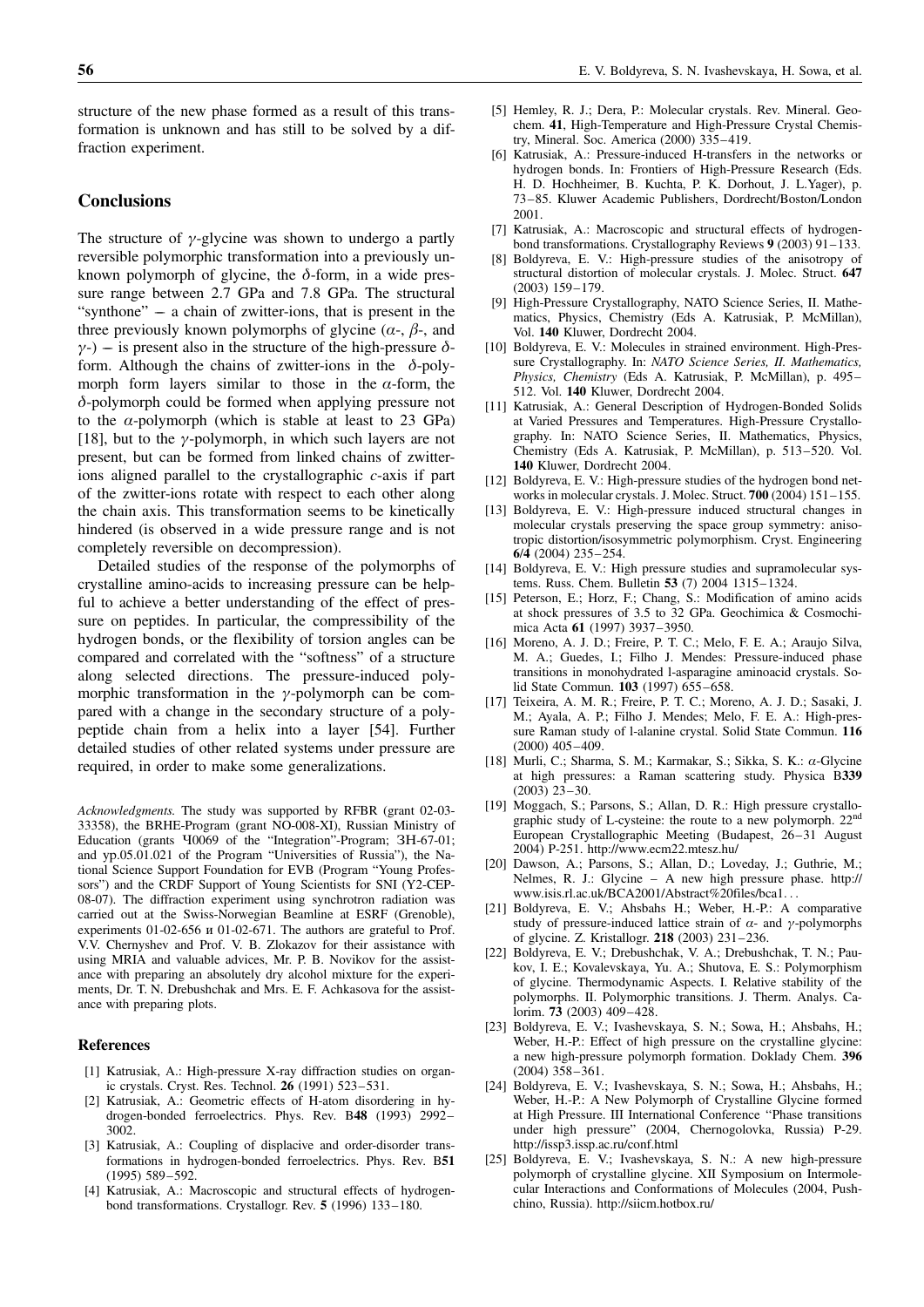structure of the new phase formed as a result of this transformation is unknown and has still to be solved by a diffraction experiment.

## Conclusions

The structure of $\gamma$-glycine was shown to undergo a partly reversible polymorphic transformation into a previously unknown polymorph of glycine, the $\delta$-form, in a wide pressure range between 2.7 GPa and 7.8 GPa. The structural "synthone" – a chain of zwitter-ions, that is present in the three previously known polymorphs of glycine ($\alpha$-, $\beta$-, and $\gamma$-) – is present also in the structure of the high-pressure $\delta$-form. Although the chains of zwitter-ions in the $\delta$-polymorph form layers similar to those in the $\alpha$-form, the $\delta$-polymorph could be formed when applying pressure not to the $\alpha$-polymorph (which is stable at least to 23 GPa) [18], but to the $\gamma$-polymorph, in which such layers are not present, but can be formed from linked chains of zwitter-ions aligned parallel to the crystallographic $c$-axis if part of the zwitter-ions rotate with respect to each other along the chain axis. This transformation seems to be kinetically hindered (is observed in a wide pressure range and is not completely reversible on decompression).

Detailed studies of the response of the polymorphs of crystalline amino-acids to increasing pressure can be helpful to achieve a better understanding of the effect of pressure on peptides. In particular, the compressibility of the hydrogen bonds, or the flexibility of torsion angles can be compared and correlated with the "softness" of a structure along selected directions. The pressure-induced polymorphic transformation in the $\gamma$-polymorph can be compared with a change in the secondary structure of a polypeptide chain from a helix into a layer [54]. Further detailed studies of other related systems under pressure are required, in order to make some generalizations.

*Acknowledgments.* The study was supported by RFBR (grant 02-03-33358), the BRHE-Program (grant NO-008-XI), Russian Ministry of Education (grants Ч0069 of the "Integration"-Program; ЗН-67-01; and yp.05.01.021 of the Program "Universities of Russia"), the National Science Support Foundation for EVB (Program "Young Professors") and the CRDF Support of Young Scientists for SNI (Y2-CEP-08-07). The diffraction experiment using synchrotron radiation was carried out at the Swiss-Norwegian Beamline at ESRF (Grenoble), experiments 01-02-656 и 01-02-671. The authors are grateful to Prof. V.V. Chernyshev and Prof. V. B. Zlokazov for their assistance with using MRIA and valuable advices, Mr. P. B. Novikov for the assistance with preparing an absolutely dry alcohol mixture for the experiments, Dr. T. N. Drebushchak and Mrs. E. F. Achkasova for the assistance with preparing plots.

### References

[1] Katrusiak, A.: High-pressure X-ray diffraction studies on organic crystals. Cryst. Res. Technol. **26** (1991) 523–531.

[2] Katrusiak, A.: Geometric effects of H-atom disordering in hydrogen-bonded ferroelectrics. Phys. Rev. B**48** (1993) 2992–3002.

[3] Katrusiak, A.: Coupling of displacive and order-disorder transformations in hydrogen-bonded ferroelectrics. Phys. Rev. B**51** (1995) 589–592.

[4] Katrusiak, A.: Macroscopic and structural effects of hydrogen-bond transformations. Crystallogr. Rev. **5** (1996) 133–180.

[5] Hemley, R. J.; Dera, P.: Molecular crystals. Rev. Mineral. Geochem. **41**, High-Temperature and High-Pressure Crystal Chemistry, Mineral. Soc. America (2000) 335–419.

[6] Katrusiak, A.: Pressure-induced H-transfers in the networks or hydrogen bonds. In: Frontiers of High-Pressure Research (Eds. H. D. Hochheimer, B. Kuchta, P. K. Dorhout, J. L.Yager), p. 73–85. Kluwer Academic Publishers, Dordrecht/Boston/London 2001.

[7] Katrusiak, A.: Macroscopic and structural effects of hydrogen-bond transformations. Crystallography Reviews **9** (2003) 91–133.

[8] Boldyreva, E. V.: High-pressure studies of the anisotropy of structural distortion of molecular crystals. J. Molec. Struct. **647** (2003) 159–179.

[9] High-Pressure Crystallography, NATO Science Series, II. Mathematics, Physics, Chemistry (Eds A. Katrusiak, P. McMillan), Vol. **140** Kluwer, Dordrecht 2004.

[10] Boldyreva, E. V.: Molecules in strained environment. High-Pressure Crystallography. In: *NATO Science Series, II. Mathematics, Physics, Chemistry* (Eds A. Katrusiak, P. McMillan), p. 495–512. Vol. **140** Kluwer, Dordrecht 2004.

[11] Katrusiak, A.: General Description of Hydrogen-Bonded Solids at Varied Pressures and Temperatures. High-Pressure Crystallography. In: NATO Science Series, II. Mathematics, Physics, Chemistry (Eds A. Katrusiak, P. McMillan), p. 513–520. Vol. **140** Kluwer, Dordrecht 2004.

[12] Boldyreva, E. V.: High-pressure studies of the hydrogen bond networks in molecular crystals. J. Molec. Struct. **700** (2004) 151–155.

[13] Boldyreva, E. V.: High-pressure induced structural changes in molecular crystals preserving the space group symmetry: anisotropic distortion/isosymmetric polymorphism. Cryst. Engineering **6/4** (2004) 235–254.

[14] Boldyreva, E. V.: High pressure studies and supramolecular systems. Russ. Chem. Bulletin **53** (7) 2004 1315–1324.

[15] Peterson, E.; Horz, F.; Chang, S.: Modification of amino acids at shock pressures of 3.5 to 32 GPa. Geochimica & Cosmochimica Acta **61** (1997) 3937–3950.

[16] Moreno, A. J. D.; Freire, P. T. C.; Melo, F. E. A.; Araujo Silva, M. A.; Guedes, I.; Filho J. Mendes: Pressure-induced phase transitions in monohydrated l-asparagine aminoacid crystals. Solid State Commun. **103** (1997) 655–658.

[17] Teixeira, A. M. R.; Freire, P. T. C.; Moreno, A. J. D.; Sasaki, J. M.; Ayala, A. P.; Filho J. Mendes; Melo, F. E. A.: High-pressure Raman study of l-alanine crystal. Solid State Commun. **116** (2000) 405–409.

[18] Murli, C.; Sharma, S. M.; Karmakar, S.; Sikka, S. K.: $\alpha$-Glycine at high pressures: a Raman scattering study. Physica B**339** (2003) 23–30.

[19] Moggach, S.; Parsons, S.; Allan, D. R.: High pressure crystallographic study of L-cysteine: the route to a new polymorph. 22nd European Crystallographic Meeting (Budapest, 26–31 August 2004) P-251. http://www.ecm22.mtesz.hu/

[20] Dawson, A.; Parsons, S.; Allan, D.; Loveday, J.; Guthrie, M.; Nelmes, R. J.: Glycine – A new high pressure phase. http://www.isis.rl.ac.uk/BCA2001/Abstract%20files/bca1...

[21] Boldyreva, E. V.; Ahsbahs H.; Weber, H.-P.: A comparative study of pressure-induced lattice strain of $\alpha$- and $\gamma$-polymorphs of glycine. Z. Kristallogr. **218** (2003) 231–236.

[22] Boldyreva, E. V.; Drebushchak, V. A.; Drebushchak, T. N.; Paukov, I. E.; Kovalevskaya, Yu. A.; Shutova, E. S.: Polymorphism of glycine. Thermodynamic Aspects. I. Relative stability of the polymorphs. II. Polymorphic transitions. J. Therm. Analys. Calorim. **73** (2003) 409–428.

[23] Boldyreva, E. V.; Ivashevskaya, S. N.; Sowa, H.; Ahsbahs, H.; Weber, H.-P.: Effect of high pressure on the crystalline glycine: a new high-pressure polymorph formation. Doklady Chem. **396** (2004) 358–361.

[24] Boldyreva, E. V.; Ivashevskaya, S. N.; Sowa, H.; Ahsbahs, H.; Weber, H.-P.: A New Polymorph of Crystalline Glycine formed at High Pressure. III International Conference "Phase transitions under high pressure" (2004, Chernogolovka, Russia) P-29. http://issp3.issp.ac.ru/conf.html

[25] Boldyreva, E. V.; Ivashevskaya, S. N.: A new high-pressure polymorph of crystalline glycine. XII Symposium on Intermolecular Interactions and Conformations of Molecules (2004, Pushchino, Russia). http://siicm.hotbox.ru/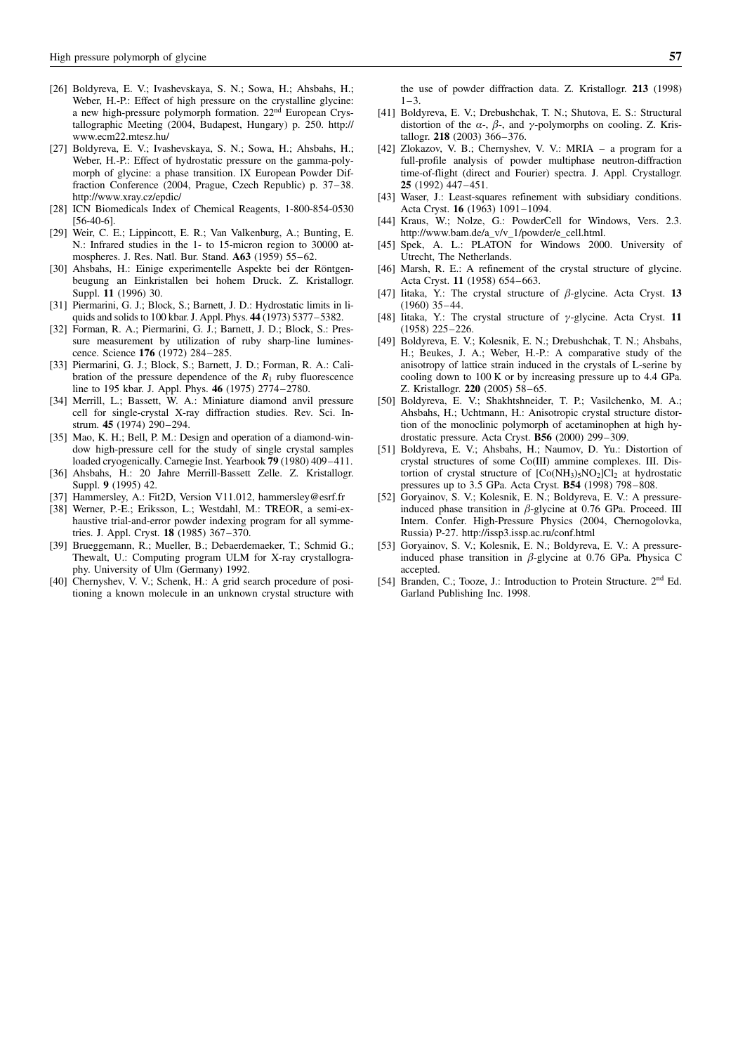[26] Boldyreva, E. V.; Ivashevskaya, S. N.; Sowa, H.; Ahsbahs, H.; Weber, H.-P.: Effect of high pressure on the crystalline glycine: a new high-pressure polymorph formation. 22nd European Crystallographic Meeting (2004, Budapest, Hungary) p. 250. http://www.ecm22.mtesz.hu/

[27] Boldyreva, E. V.; Ivashevskaya, S. N.; Sowa, H.; Ahsbahs, H.; Weber, H.-P.: Effect of hydrostatic pressure on the gamma-polymorph of glycine: a phase transition. IX European Powder Diffraction Conference (2004, Prague, Czech Republic) p. 37–38. http://www.xray.cz/epdic/

[28] ICN Biomedicals Index of Chemical Reagents, 1-800-854-0530 [56-40-6].

[29] Weir, C. E.; Lippincott, E. R.; Van Valkenburg, A.; Bunting, E. N.: Infrared studies in the 1- to 15-micron region to 30000 atmospheres. J. Res. Natl. Bur. Stand. **A63** (1959) 55–62.

[30] Ahsbahs, H.: Einige experimentelle Aspekte bei der Röntgenbeugung an Einkristallen bei hohem Druck. Z. Kristallogr. Suppl. **11** (1996) 30.

[31] Piermarini, G. J.; Block, S.; Barnett, J. D.: Hydrostatic limits in liquids and solids to 100 kbar. J. Appl. Phys. **44** (1973) 5377–5382.

[32] Forman, R. A.; Piermarini, G. J.; Barnett, J. D.; Block, S.: Pressure measurement by utilization of ruby sharp-line luminescence. Science **176** (1972) 284–285.

[33] Piermarini, G. J.; Block, S.; Barnett, J. D.; Forman, R. A.: Calibration of the pressure dependence of the $R_1$ ruby fluorescence line to 195 kbar. J. Appl. Phys. **46** (1975) 2774–2780.

[34] Merrill, L.; Bassett, W. A.: Miniature diamond anvil pressure cell for single-crystal X-ray diffraction studies. Rev. Sci. Instrum. **45** (1974) 290–294.

[35] Mao, K. H.; Bell, P. M.: Design and operation of a diamond-window high-pressure cell for the study of single crystal samples loaded cryogenically. Carnegie Inst. Yearbook **79** (1980) 409–411.

[36] Ahsbahs, H.: 20 Jahre Merrill-Bassett Zelle. Z. Kristallogr. Suppl. **9** (1995) 42.

[37] Hammersley, A.: Fit2D, Version V11.012, hammersley@esrf.fr

[38] Werner, P.-E.; Eriksson, L.; Westdahl, M.: TREOR, a semi-exhaustive trial-and-error powder indexing program for all symmetries. J. Appl. Cryst. **18** (1985) 367–370.

[39] Brueggemann, R.; Mueller, B.; Debaerdemaeker, T.; Schmid G.; Thewalt, U.: Computing program ULM for X-ray crystallography. University of Ulm (Germany) 1992.

[40] Chernyshev, V. V.; Schenk, H.: A grid search procedure of positioning a known molecule in an unknown crystal structure with the use of powder diffraction data. Z. Kristallogr. **213** (1998) 1–3.

[41] Boldyreva, E. V.; Drebushchak, T. N.; Shutova, E. S.: Structural distortion of the $\alpha$-, $\beta$-, and $\gamma$-polymorphs on cooling. Z. Kristallogr. **218** (2003) 366–376.

[42] Zlokazov, V. B.; Chernyshev, V. V.: MRIA – a program for a full-profile analysis of powder multiphase neutron-diffraction time-of-flight (direct and Fourier) spectra. J. Appl. Crystallogr. **25** (1992) 447–451.

[43] Waser, J.: Least-squares refinement with subsidiary conditions. Acta Cryst. **16** (1963) 1091–1094.

[44] Kraus, W.; Nolze, G.: PowderCell for Windows, Vers. 2.3. http://www.bam.de/a_v/v_1/powder/e_cell.html.

[45] Spek, A. L.: PLATON for Windows 2000. University of Utrecht, The Netherlands.

[46] Marsh, R. E.: A refinement of the crystal structure of glycine. Acta Cryst. **11** (1958) 654–663.

[47] Iitaka, Y.: The crystal structure of $\beta$-glycine. Acta Cryst. **13** (1960) 35–44.

[48] Iitaka, Y.: The crystal structure of $\gamma$-glycine. Acta Cryst. **11** (1958) 225–226.

[49] Boldyreva, E. V.; Kolesnik, E. N.; Drebushchak, T. N.; Ahsbahs, H.; Beukes, J. A.; Weber, H.-P.: A comparative study of the anisotropy of lattice strain induced in the crystals of L-serine by cooling down to 100 K or by increasing pressure up to 4.4 GPa. Z. Kristallogr. **220** (2005) 58–65.

[50] Boldyreva, E. V.; Shakhtshneider, T. P.; Vasilchenko, M. A.; Ahsbahs, H.; Uchtmann, H.: Anisotropic crystal structure distortion of the monoclinic polymorph of acetaminophen at high hydrostatic pressure. Acta Cryst. **B56** (2000) 299–309.

[51] Boldyreva, E. V.; Ahsbahs, H.; Naumov, D. Yu.: Distortion of crystal structures of some Co(III) ammine complexes. III. Distortion of crystal structure of $[Co(NH_3)_5NO_2]Cl_2$ at hydrostatic pressures up to 3.5 GPa. Acta Cryst. **B54** (1998) 798–808.

[52] Goryainov, S. V.; Kolesnik, E. N.; Boldyreva, E. V.: A pressure-induced phase transition in $\beta$-glycine at 0.76 GPa. Proceed. III Intern. Confer. High-Pressure Physics (2004, Chernogolovka, Russia) P-27. http://issp3.issp.ac.ru/conf.html

[53] Goryainov, S. V.; Kolesnik, E. N.; Boldyreva, E. V.: A pressure-induced phase transition in $\beta$-glycine at 0.76 GPa. Physica C accepted.

[54] Branden, C.; Tooze, J.: Introduction to Protein Structure. 2nd Ed. Garland Publishing Inc. 1998.